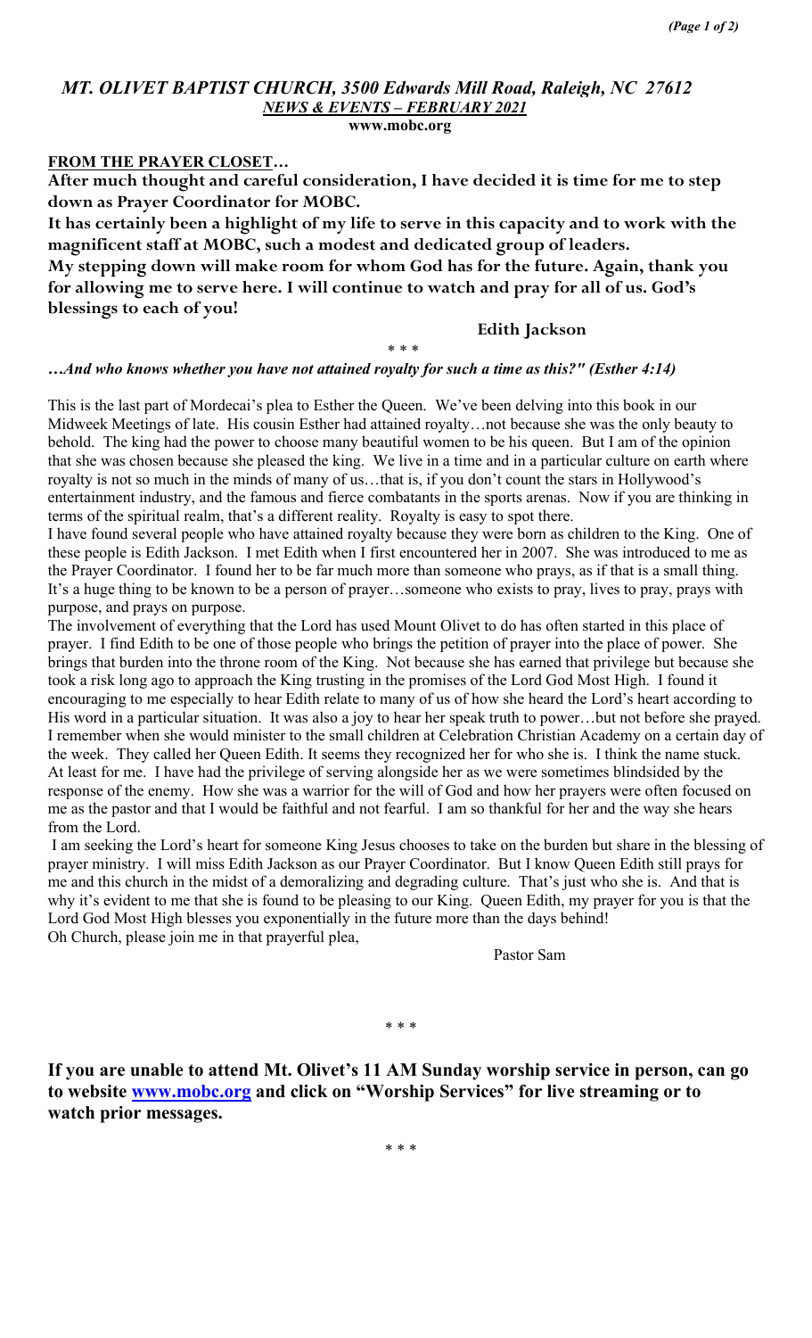# *MT. OLIVET BAPTIST CHURCH, 3500 Edwards Mill Road, Raleigh, NC 27612*

## ***NEWS & EVENTS – FEBRUARY 2021***

**www.mobc.org**

**FROM THE PRAYER CLOSET…**

**After much thought and careful consideration, I have decided it is time for me to step down as Prayer Coordinator for MOBC.**

**It has certainly been a highlight of my life to serve in this capacity and to work with the magnificent staff at MOBC, such a modest and dedicated group of leaders.**

**My stepping down will make room for whom God has for the future. Again, thank you for allowing me to serve here. I will continue to watch and pray for all of us. God's blessings to each of you!**

**Edith Jackson**

\* \* \*

***…And who knows whether you have not attained royalty for such a time as this?" (Esther 4:14)***

This is the last part of Mordecai's plea to Esther the Queen. We've been delving into this book in our Midweek Meetings of late. His cousin Esther had attained royalty…not because she was the only beauty to behold. The king had the power to choose many beautiful women to be his queen. But I am of the opinion that she was chosen because she pleased the king. We live in a time and in a particular culture on earth where royalty is not so much in the minds of many of us…that is, if you don't count the stars in Hollywood's entertainment industry, and the famous and fierce combatants in the sports arenas. Now if you are thinking in terms of the spiritual realm, that's a different reality. Royalty is easy to spot there.

I have found several people who have attained royalty because they were born as children to the King. One of these people is Edith Jackson. I met Edith when I first encountered her in 2007. She was introduced to me as the Prayer Coordinator. I found her to be far much more than someone who prays, as if that is a small thing. It's a huge thing to be known to be a person of prayer…someone who exists to pray, lives to pray, prays with purpose, and prays on purpose.

The involvement of everything that the Lord has used Mount Olivet to do has often started in this place of prayer. I find Edith to be one of those people who brings the petition of prayer into the place of power. She brings that burden into the throne room of the King. Not because she has earned that privilege but because she took a risk long ago to approach the King trusting in the promises of the Lord God Most High. I found it encouraging to me especially to hear Edith relate to many of us of how she heard the Lord's heart according to His word in a particular situation. It was also a joy to hear her speak truth to power…but not before she prayed. I remember when she would minister to the small children at Celebration Christian Academy on a certain day of the week. They called her Queen Edith. It seems they recognized her for who she is. I think the name stuck. At least for me. I have had the privilege of serving alongside her as we were sometimes blindsided by the response of the enemy. How she was a warrior for the will of God and how her prayers were often focused on me as the pastor and that I would be faithful and not fearful. I am so thankful for her and the way she hears from the Lord.

I am seeking the Lord's heart for someone King Jesus chooses to take on the burden but share in the blessing of prayer ministry. I will miss Edith Jackson as our Prayer Coordinator. But I know Queen Edith still prays for me and this church in the midst of a demoralizing and degrading culture. That's just who she is. And that is why it's evident to me that she is found to be pleasing to our King. Queen Edith, my prayer for you is that the Lord God Most High blesses you exponentially in the future more than the days behind!

Oh Church, please join me in that prayerful plea,

Pastor Sam

\* \* \*

**If you are unable to attend Mt. Olivet's 11 AM Sunday worship service in person, can go to website [www.mobc.org](http://www.mobc.org) and click on "Worship Services" for live streaming or to watch prior messages.**

\* \* \*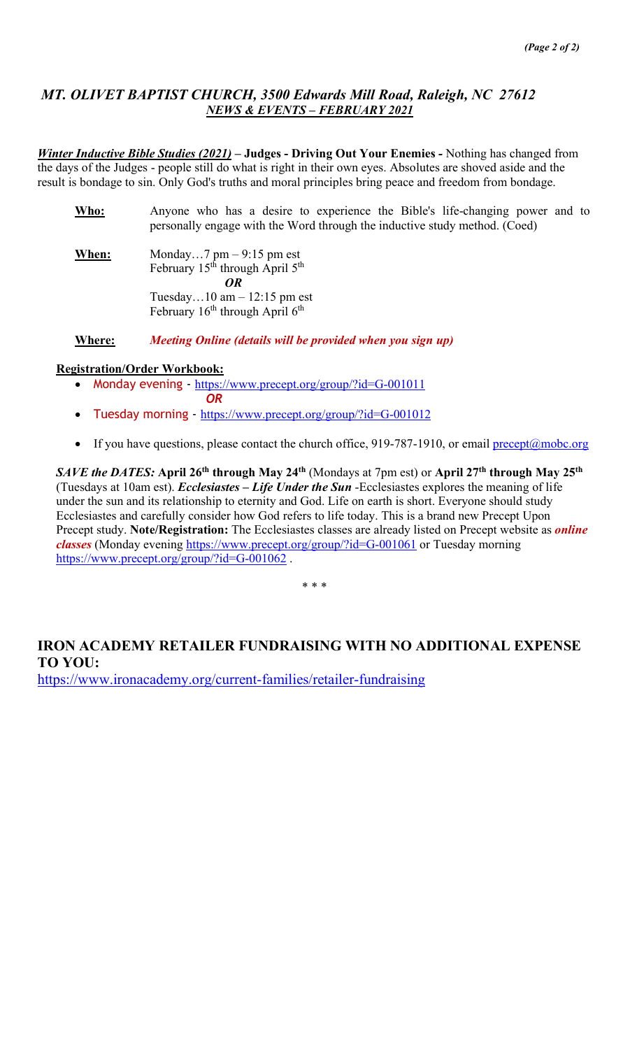## *MT. OLIVET BAPTIST CHURCH, 3500 Edwards Mill Road, Raleigh, NC 27612*
## *NEWS & EVENTS – FEBRUARY 2021*

***Winter Inductive Bible Studies (2021)*** **– Judges - Driving Out Your Enemies -** Nothing has changed from the days of the Judges - people still do what is right in their own eyes. Absolutes are shoved aside and the result is bondage to sin. Only God's truths and moral principles bring peace and freedom from bondage.

**Who:** Anyone who has a desire to experience the Bible's life-changing power and to personally engage with the Word through the inductive study method. (Coed)

**When:** Monday…7 pm – 9:15 pm est
February 15th through April 5th
***OR***
Tuesday…10 am – 12:15 pm est
February 16th through April 6th

**Where:** ***Meeting Online (details will be provided when you sign up)***

**Registration/Order Workbook:**

- Monday evening - https://www.precept.org/group/?id=G-001011
  ***OR***
- Tuesday morning - https://www.precept.org/group/?id=G-001012
- If you have questions, please contact the church office, 919-787-1910, or email precept@mobc.org

***SAVE the DATES:*** **April 26th through May 24th** (Mondays at 7pm est) or **April 27th through May 25th** (Tuesdays at 10am est). ***Ecclesiastes – Life Under the Sun*** -Ecclesiastes explores the meaning of life under the sun and its relationship to eternity and God. Life on earth is short. Everyone should study Ecclesiastes and carefully consider how God refers to life today. This is a brand new Precept Upon Precept study. **Note/Registration:** The Ecclesiastes classes are already listed on Precept website as ***online classes*** (Monday evening https://www.precept.org/group/?id=G-001061 or Tuesday morning https://www.precept.org/group/?id=G-001062 .

\* \* \*

## IRON ACADEMY RETAILER FUNDRAISING WITH NO ADDITIONAL EXPENSE TO YOU:

https://www.ironacademy.org/current-families/retailer-fundraising